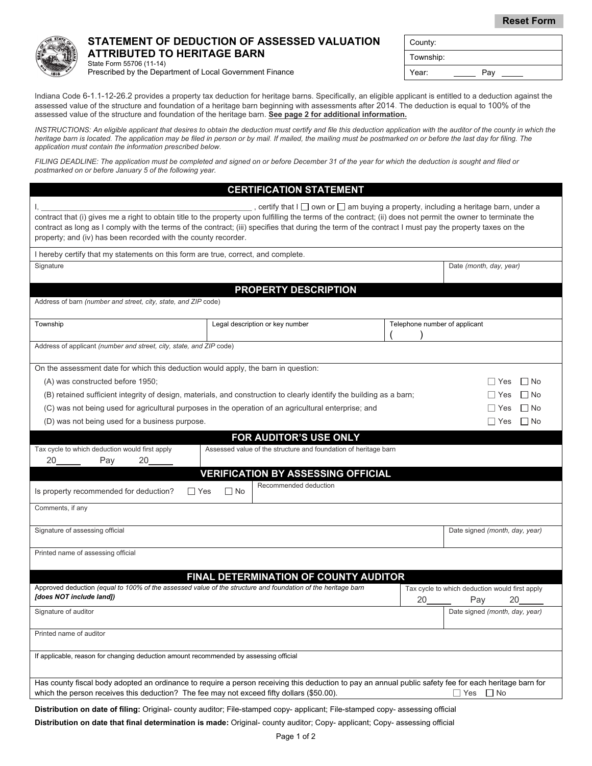Reset Form

# STATEMENT OF DEDUCTION OF ASSESSED VALUATION ATTRIBUTED TO HERITAGE BARN

State Form 55706 (11-14)
Prescribed by the Department of Local Government Finance

| County: |
|---|
| Township: |
| Year: _____ Pay _____ |

Indiana Code 6-1.1-12-26.2 provides a property tax deduction for heritage barns. Specifically, an eligible applicant is entitled to a deduction against the assessed value of the structure and foundation of a heritage barn beginning with assessments after 2014. The deduction is equal to 100% of the assessed value of the structure and foundation of the heritage barn. **See page 2 for additional information.**

*INSTRUCTIONS: An eligible applicant that desires to obtain the deduction must certify and file this deduction application with the auditor of the county in which the heritage barn is located. The application may be filed in person or by mail. If mailed, the mailing must be postmarked on or before the last day for filing. The application must contain the information prescribed below.*

*FILING DEADLINE: The application must be completed and signed on or before December 31 of the year for which the deduction is sought and filed or postmarked on or before January 5 of the following year.*

## CERTIFICATION STATEMENT

I, ______________________________ , certify that I ☐ own or ☐ am buying a property, including a heritage barn, under a contract that (i) gives me a right to obtain title to the property upon fulfilling the terms of the contract; (ii) does not permit the owner to terminate the contract as long as I comply with the terms of the contract; (iii) specifies that during the term of the contract I must pay the property taxes on the property; and (iv) has been recorded with the county recorder.

I hereby certify that my statements on this form are true, correct, and complete.

| Signature | Date *(month, day, year)* |
|---|---|
| | |

## PROPERTY DESCRIPTION

Address of barn *(number and street, city, state, and ZIP code)*

| Township | Legal description or key number | Telephone number of applicant |
|---|---|---|
| | | (     ) |

Address of applicant *(number and street, city, state, and ZIP code)*

On the assessment date for which this deduction would apply, the barn in question:

| | | |
|---|---|---|
| (A) was constructed before 1950; | ☐ Yes | ☐ No |
| (B) retained sufficient integrity of design, materials, and construction to clearly identify the building as a barn; | ☐ Yes | ☐ No |
| (C) was not being used for agricultural purposes in the operation of an agricultural enterprise; and | ☐ Yes | ☐ No |
| (D) was not being used for a business purpose. | ☐ Yes | ☐ No |

## FOR AUDITOR'S USE ONLY

| Tax cycle to which deduction would first apply | Assessed value of the structure and foundation of heritage barn |
|---|---|
| 20_____ Pay 20_____ | |

## VERIFICATION BY ASSESSING OFFICIAL

| Is property recommended for deduction? ☐ Yes ☐ No | Recommended deduction |
|---|---|

Comments, if any

| Signature of assessing official | Date signed *(month, day, year)* |
|---|---|
| | |

Printed name of assessing official

## FINAL DETERMINATION OF COUNTY AUDITOR

| Approved deduction *(equal to 100% of the assessed value of the structure and foundation of the heritage barn **[does NOT include land]**)* | Tax cycle to which deduction would first apply 20_____ Pay 20_____ |
|---|---|
| Signature of auditor | Date signed *(month, day, year)* |

Printed name of auditor

If applicable, reason for changing deduction amount recommended by assessing official

Has county fiscal body adopted an ordinance to require a person receiving this deduction to pay an annual public safety fee for each heritage barn for which the person receives this deduction? The fee may not exceed fifty dollars ($50.00). ☐ Yes ☐ No

**Distribution on date of filing:** Original- county auditor; File-stamped copy- applicant; File-stamped copy- assessing official

**Distribution on date that final determination is made:** Original- county auditor; Copy- applicant; Copy- assessing official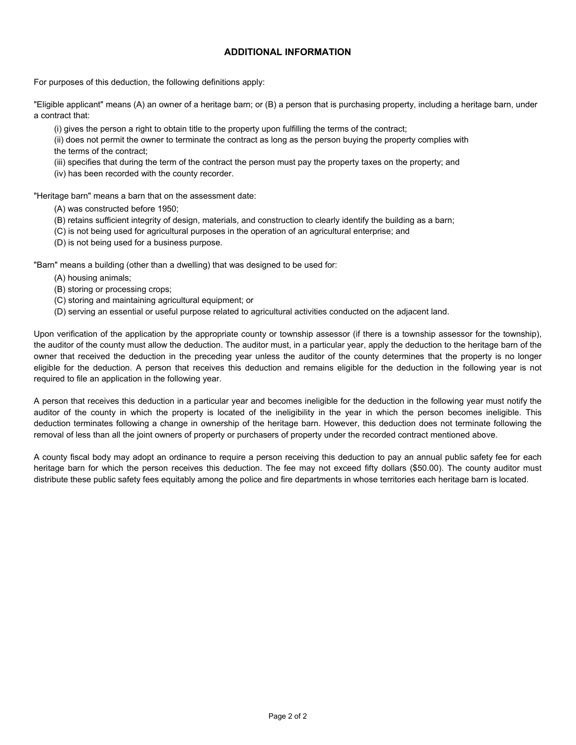## ADDITIONAL INFORMATION

For purposes of this deduction, the following definitions apply:

"Eligible applicant" means (A) an owner of a heritage barn; or (B) a person that is purchasing property, including a heritage barn, under a contract that:

(i) gives the person a right to obtain title to the property upon fulfilling the terms of the contract;
(ii) does not permit the owner to terminate the contract as long as the person buying the property complies with the terms of the contract;
(iii) specifies that during the term of the contract the person must pay the property taxes on the property; and
(iv) has been recorded with the county recorder.

"Heritage barn" means a barn that on the assessment date:

(A) was constructed before 1950;
(B) retains sufficient integrity of design, materials, and construction to clearly identify the building as a barn;
(C) is not being used for agricultural purposes in the operation of an agricultural enterprise; and
(D) is not being used for a business purpose.

"Barn" means a building (other than a dwelling) that was designed to be used for:

(A) housing animals;
(B) storing or processing crops;
(C) storing and maintaining agricultural equipment; or
(D) serving an essential or useful purpose related to agricultural activities conducted on the adjacent land.

Upon verification of the application by the appropriate county or township assessor (if there is a township assessor for the township), the auditor of the county must allow the deduction. The auditor must, in a particular year, apply the deduction to the heritage barn of the owner that received the deduction in the preceding year unless the auditor of the county determines that the property is no longer eligible for the deduction. A person that receives this deduction and remains eligible for the deduction in the following year is not required to file an application in the following year.

A person that receives this deduction in a particular year and becomes ineligible for the deduction in the following year must notify the auditor of the county in which the property is located of the ineligibility in the year in which the person becomes ineligible. This deduction terminates following a change in ownership of the heritage barn. However, this deduction does not terminate following the removal of less than all the joint owners of property or purchasers of property under the recorded contract mentioned above.

A county fiscal body may adopt an ordinance to require a person receiving this deduction to pay an annual public safety fee for each heritage barn for which the person receives this deduction. The fee may not exceed fifty dollars ($50.00). The county auditor must distribute these public safety fees equitably among the police and fire departments in whose territories each heritage barn is located.